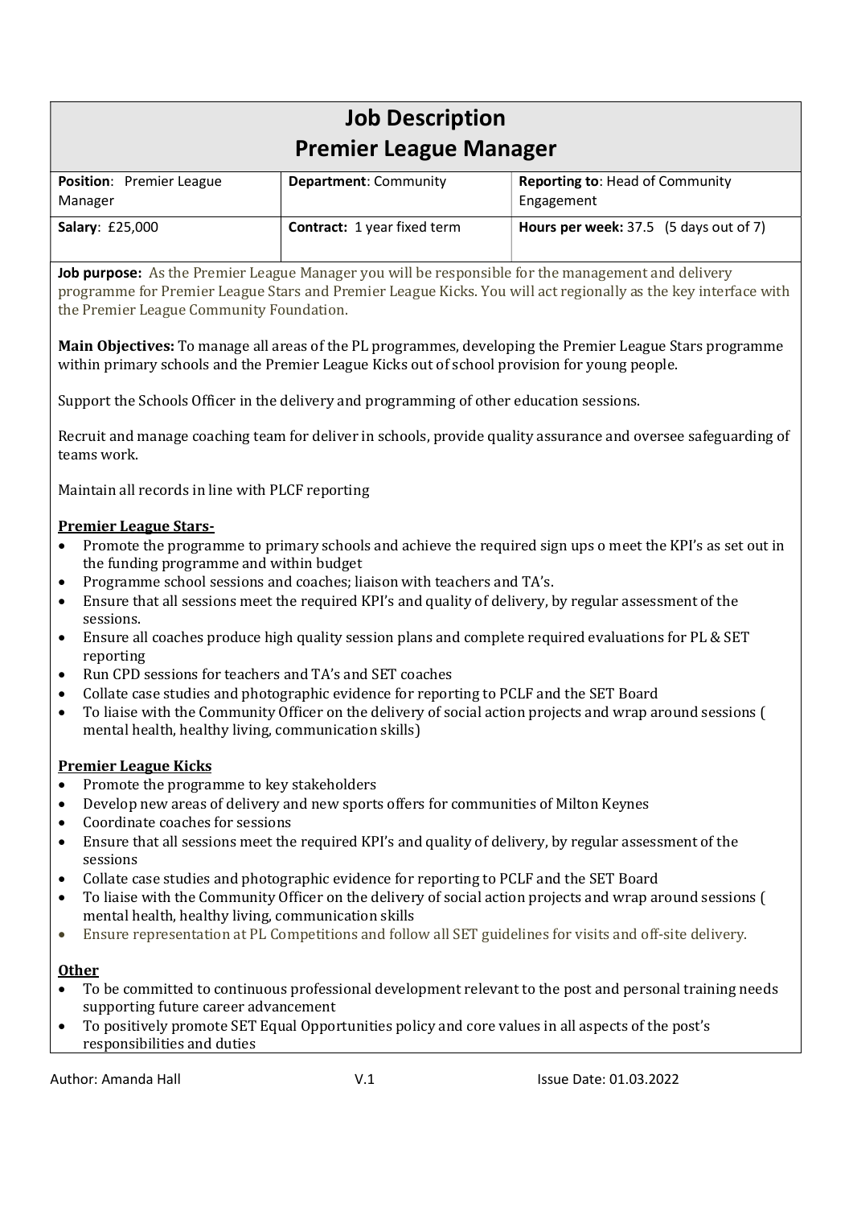# Job Description
## Premier League Manager

| **Position**: Premier League Manager | **Department**: Community | **Reporting to**: Head of Community Engagement |
|---|---|---|
| **Salary**: £25,000 | **Contract:** 1 year fixed term | **Hours per week:** 37.5 (5 days out of 7) |

**Job purpose:** As the Premier League Manager you will be responsible for the management and delivery programme for Premier League Stars and Premier League Kicks. You will act regionally as the key interface with the Premier League Community Foundation.

**Main Objectives:** To manage all areas of the PL programmes, developing the Premier League Stars programme within primary schools and the Premier League Kicks out of school provision for young people.

Support the Schools Officer in the delivery and programming of other education sessions.

Recruit and manage coaching team for deliver in schools, provide quality assurance and oversee safeguarding of teams work.

Maintain all records in line with PLCF reporting

**Premier League Stars-**

- Promote the programme to primary schools and achieve the required sign ups o meet the KPI's as set out in the funding programme and within budget
- Programme school sessions and coaches; liaison with teachers and TA's.
- Ensure that all sessions meet the required KPI's and quality of delivery, by regular assessment of the sessions.
- Ensure all coaches produce high quality session plans and complete required evaluations for PL & SET reporting
- Run CPD sessions for teachers and TA's and SET coaches
- Collate case studies and photographic evidence for reporting to PCLF and the SET Board
- To liaise with the Community Officer on the delivery of social action projects and wrap around sessions ( mental health, healthy living, communication skills)

**Premier League Kicks**

- Promote the programme to key stakeholders
- Develop new areas of delivery and new sports offers for communities of Milton Keynes
- Coordinate coaches for sessions
- Ensure that all sessions meet the required KPI's and quality of delivery, by regular assessment of the sessions
- Collate case studies and photographic evidence for reporting to PCLF and the SET Board
- To liaise with the Community Officer on the delivery of social action projects and wrap around sessions ( mental health, healthy living, communication skills
- Ensure representation at PL Competitions and follow all SET guidelines for visits and off-site delivery.

**Other**

- To be committed to continuous professional development relevant to the post and personal training needs supporting future career advancement
- To positively promote SET Equal Opportunities policy and core values in all aspects of the post's responsibilities and duties

Author: Amanda Hall V.1 Issue Date: 01.03.2022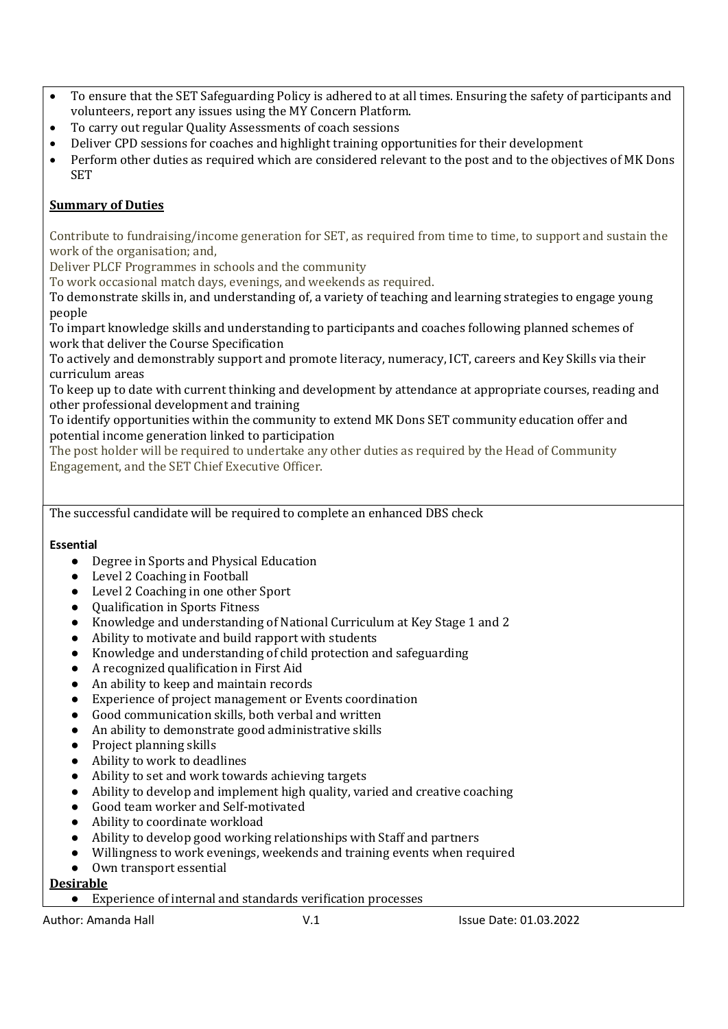- To ensure that the SET Safeguarding Policy is adhered to at all times. Ensuring the safety of participants and volunteers, report any issues using the MY Concern Platform.
- To carry out regular Quality Assessments of coach sessions
- Deliver CPD sessions for coaches and highlight training opportunities for their development
- Perform other duties as required which are considered relevant to the post and to the objectives of MK Dons SET

**Summary of Duties**

Contribute to fundraising/income generation for SET, as required from time to time, to support and sustain the work of the organisation; and,

Deliver PLCF Programmes in schools and the community

To work occasional match days, evenings, and weekends as required.

To demonstrate skills in, and understanding of, a variety of teaching and learning strategies to engage young people

To impart knowledge skills and understanding to participants and coaches following planned schemes of work that deliver the Course Specification

To actively and demonstrably support and promote literacy, numeracy, ICT, careers and Key Skills via their curriculum areas

To keep up to date with current thinking and development by attendance at appropriate courses, reading and other professional development and training

To identify opportunities within the community to extend MK Dons SET community education offer and potential income generation linked to participation

The post holder will be required to undertake any other duties as required by the Head of Community Engagement, and the SET Chief Executive Officer.

The successful candidate will be required to complete an enhanced DBS check

**Essential**

- Degree in Sports and Physical Education
- Level 2 Coaching in Football
- Level 2 Coaching in one other Sport
- Qualification in Sports Fitness
- Knowledge and understanding of National Curriculum at Key Stage 1 and 2
- Ability to motivate and build rapport with students
- Knowledge and understanding of child protection and safeguarding
- A recognized qualification in First Aid
- An ability to keep and maintain records
- Experience of project management or Events coordination
- Good communication skills, both verbal and written
- An ability to demonstrate good administrative skills
- Project planning skills
- Ability to work to deadlines
- Ability to set and work towards achieving targets
- Ability to develop and implement high quality, varied and creative coaching
- Good team worker and Self-motivated
- Ability to coordinate workload
- Ability to develop good working relationships with Staff and partners
- Willingness to work evenings, weekends and training events when required
- Own transport essential

**Desirable**

- Experience of internal and standards verification processes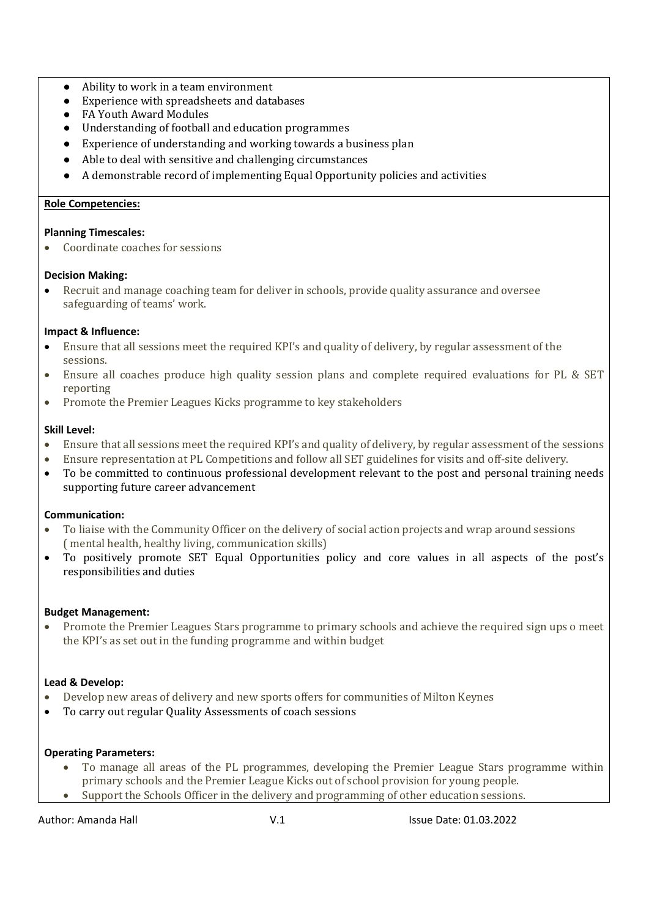- Ability to work in a team environment
- Experience with spreadsheets and databases
- FA Youth Award Modules
- Understanding of football and education programmes
- Experience of understanding and working towards a business plan
- Able to deal with sensitive and challenging circumstances
- A demonstrable record of implementing Equal Opportunity policies and activities

**Role Competencies:**

**Planning Timescales:**

- Coordinate coaches for sessions

**Decision Making:**

- Recruit and manage coaching team for deliver in schools, provide quality assurance and oversee safeguarding of teams' work.

**Impact & Influence:**

- Ensure that all sessions meet the required KPI's and quality of delivery, by regular assessment of the sessions.
- Ensure all coaches produce high quality session plans and complete required evaluations for PL & SET reporting
- Promote the Premier Leagues Kicks programme to key stakeholders

**Skill Level:**

- Ensure that all sessions meet the required KPI's and quality of delivery, by regular assessment of the sessions
- Ensure representation at PL Competitions and follow all SET guidelines for visits and off-site delivery.
- To be committed to continuous professional development relevant to the post and personal training needs supporting future career advancement

**Communication:**

- To liaise with the Community Officer on the delivery of social action projects and wrap around sessions ( mental health, healthy living, communication skills)
- To positively promote SET Equal Opportunities policy and core values in all aspects of the post's responsibilities and duties

**Budget Management:**

- Promote the Premier Leagues Stars programme to primary schools and achieve the required sign ups o meet the KPI's as set out in the funding programme and within budget

**Lead & Develop:**

- Develop new areas of delivery and new sports offers for communities of Milton Keynes
- To carry out regular Quality Assessments of coach sessions

**Operating Parameters:**

- To manage all areas of the PL programmes, developing the Premier League Stars programme within primary schools and the Premier League Kicks out of school provision for young people.
- Support the Schools Officer in the delivery and programming of other education sessions.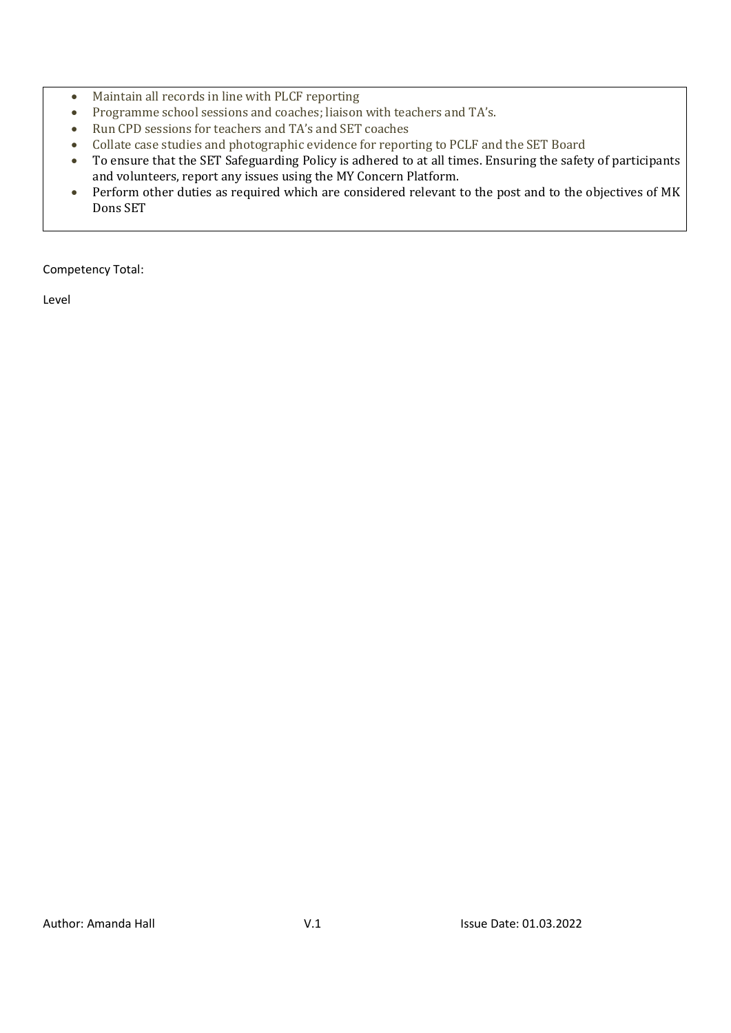- Maintain all records in line with PLCF reporting
- Programme school sessions and coaches; liaison with teachers and TA's.
- Run CPD sessions for teachers and TA's and SET coaches
- Collate case studies and photographic evidence for reporting to PCLF and the SET Board
- To ensure that the SET Safeguarding Policy is adhered to at all times. Ensuring the safety of participants and volunteers, report any issues using the MY Concern Platform.
- Perform other duties as required which are considered relevant to the post and to the objectives of MK Dons SET

Competency Total:

Level

Author: Amanda Hall V.1 Issue Date: 01.03.2022